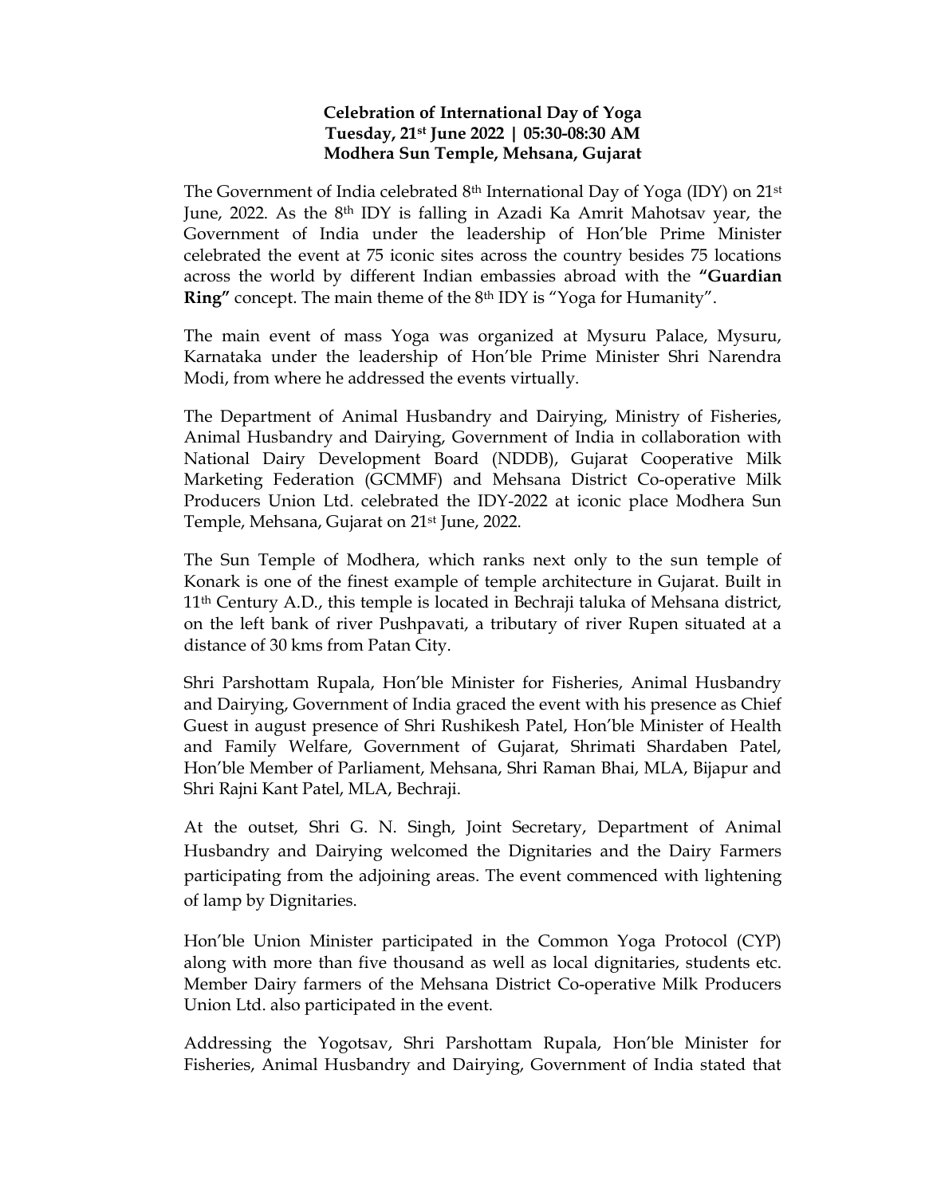**Celebration of International Day of Yoga**
**Tuesday, 21st June 2022 | 05:30-08:30 AM**
**Modhera Sun Temple, Mehsana, Gujarat**

The Government of India celebrated 8th International Day of Yoga (IDY) on 21st June, 2022. As the 8th IDY is falling in Azadi Ka Amrit Mahotsav year, the Government of India under the leadership of Hon'ble Prime Minister celebrated the event at 75 iconic sites across the country besides 75 locations across the world by different Indian embassies abroad with the **"Guardian Ring"** concept. The main theme of the 8th IDY is "Yoga for Humanity".

The main event of mass Yoga was organized at Mysuru Palace, Mysuru, Karnataka under the leadership of Hon'ble Prime Minister Shri Narendra Modi, from where he addressed the events virtually.

The Department of Animal Husbandry and Dairying, Ministry of Fisheries, Animal Husbandry and Dairying, Government of India in collaboration with National Dairy Development Board (NDDB), Gujarat Cooperative Milk Marketing Federation (GCMMF) and Mehsana District Co-operative Milk Producers Union Ltd. celebrated the IDY-2022 at iconic place Modhera Sun Temple, Mehsana, Gujarat on 21st June, 2022.

The Sun Temple of Modhera, which ranks next only to the sun temple of Konark is one of the finest example of temple architecture in Gujarat. Built in 11th Century A.D., this temple is located in Bechraji taluka of Mehsana district, on the left bank of river Pushpavati, a tributary of river Rupen situated at a distance of 30 kms from Patan City.

Shri Parshottam Rupala, Hon'ble Minister for Fisheries, Animal Husbandry and Dairying, Government of India graced the event with his presence as Chief Guest in august presence of Shri Rushikesh Patel, Hon'ble Minister of Health and Family Welfare, Government of Gujarat, Shrimati Shardaben Patel, Hon'ble Member of Parliament, Mehsana, Shri Raman Bhai, MLA, Bijapur and Shri Rajni Kant Patel, MLA, Bechraji.

At the outset, Shri G. N. Singh, Joint Secretary, Department of Animal Husbandry and Dairying welcomed the Dignitaries and the Dairy Farmers participating from the adjoining areas. The event commenced with lightening of lamp by Dignitaries.

Hon'ble Union Minister participated in the Common Yoga Protocol (CYP) along with more than five thousand as well as local dignitaries, students etc. Member Dairy farmers of the Mehsana District Co-operative Milk Producers Union Ltd. also participated in the event.

Addressing the Yogotsav, Shri Parshottam Rupala, Hon'ble Minister for Fisheries, Animal Husbandry and Dairying, Government of India stated that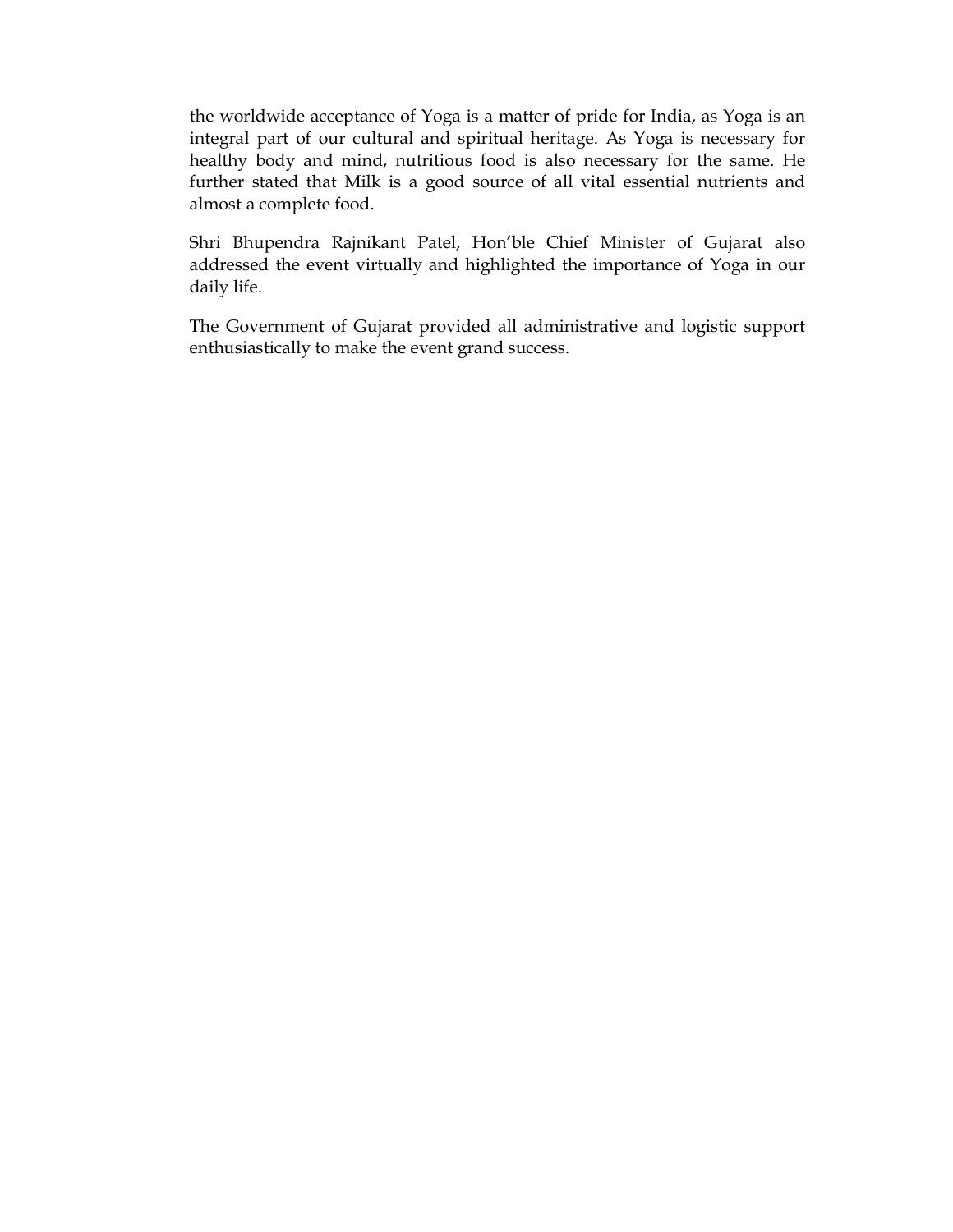the worldwide acceptance of Yoga is a matter of pride for India, as Yoga is an integral part of our cultural and spiritual heritage. As Yoga is necessary for healthy body and mind, nutritious food is also necessary for the same. He further stated that Milk is a good source of all vital essential nutrients and almost a complete food.

Shri Bhupendra Rajnikant Patel, Hon'ble Chief Minister of Gujarat also addressed the event virtually and highlighted the importance of Yoga in our daily life.

The Government of Gujarat provided all administrative and logistic support enthusiastically to make the event grand success.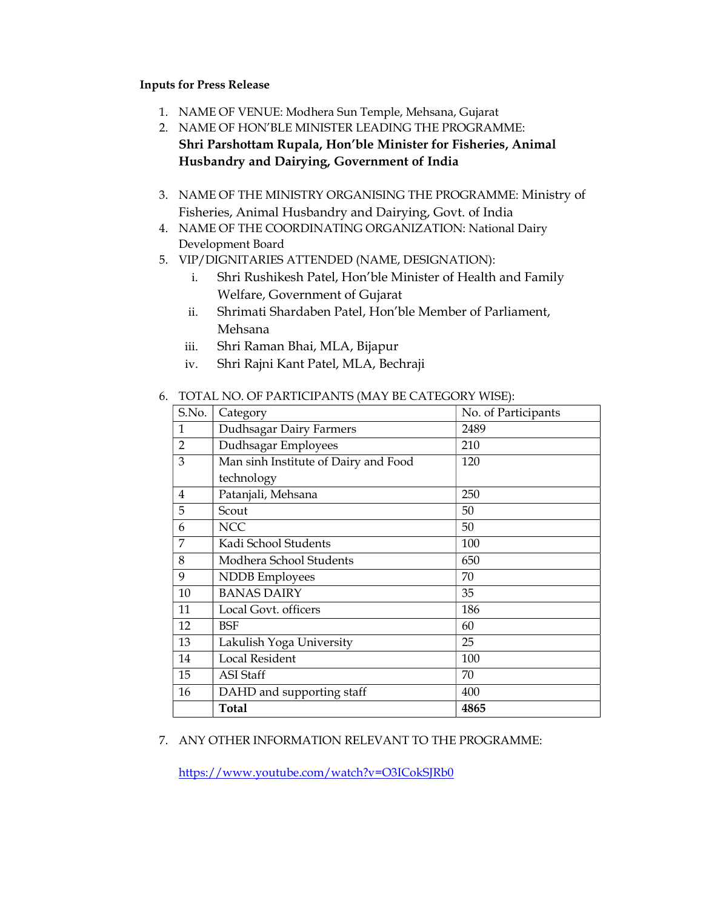**Inputs for Press Release**

1. NAME OF VENUE: Modhera Sun Temple, Mehsana, Gujarat
2. NAME OF HON'BLE MINISTER LEADING THE PROGRAMME: **Shri Parshottam Rupala, Hon'ble Minister for Fisheries, Animal Husbandry and Dairying, Government of India**
3. NAME OF THE MINISTRY ORGANISING THE PROGRAMME: Ministry of Fisheries, Animal Husbandry and Dairying, Govt. of India
4. NAME OF THE COORDINATING ORGANIZATION: National Dairy Development Board
5. VIP/DIGNITARIES ATTENDED (NAME, DESIGNATION):
   i. Shri Rushikesh Patel, Hon'ble Minister of Health and Family Welfare, Government of Gujarat
   ii. Shrimati Shardaben Patel, Hon'ble Member of Parliament, Mehsana
   iii. Shri Raman Bhai, MLA, Bijapur
   iv. Shri Rajni Kant Patel, MLA, Bechraji

6. TOTAL NO. OF PARTICIPANTS (MAY BE CATEGORY WISE):

| S.No. | Category | No. of Participants |
|---|---|---|
| 1 | Dudhsagar Dairy Farmers | 2489 |
| 2 | Dudhsagar Employees | 210 |
| 3 | Man sinh Institute of Dairy and Food technology | 120 |
| 4 | Patanjali, Mehsana | 250 |
| 5 | Scout | 50 |
| 6 | NCC | 50 |
| 7 | Kadi School Students | 100 |
| 8 | Modhera School Students | 650 |
| 9 | NDDB Employees | 70 |
| 10 | BANAS DAIRY | 35 |
| 11 | Local Govt. officers | 186 |
| 12 | BSF | 60 |
| 13 | Lakulish Yoga University | 25 |
| 14 | Local Resident | 100 |
| 15 | ASI Staff | 70 |
| 16 | DAHD and supporting staff | 400 |
| | **Total** | **4865** |

7. ANY OTHER INFORMATION RELEVANT TO THE PROGRAMME:

   https://www.youtube.com/watch?v=O3ICokSJRb0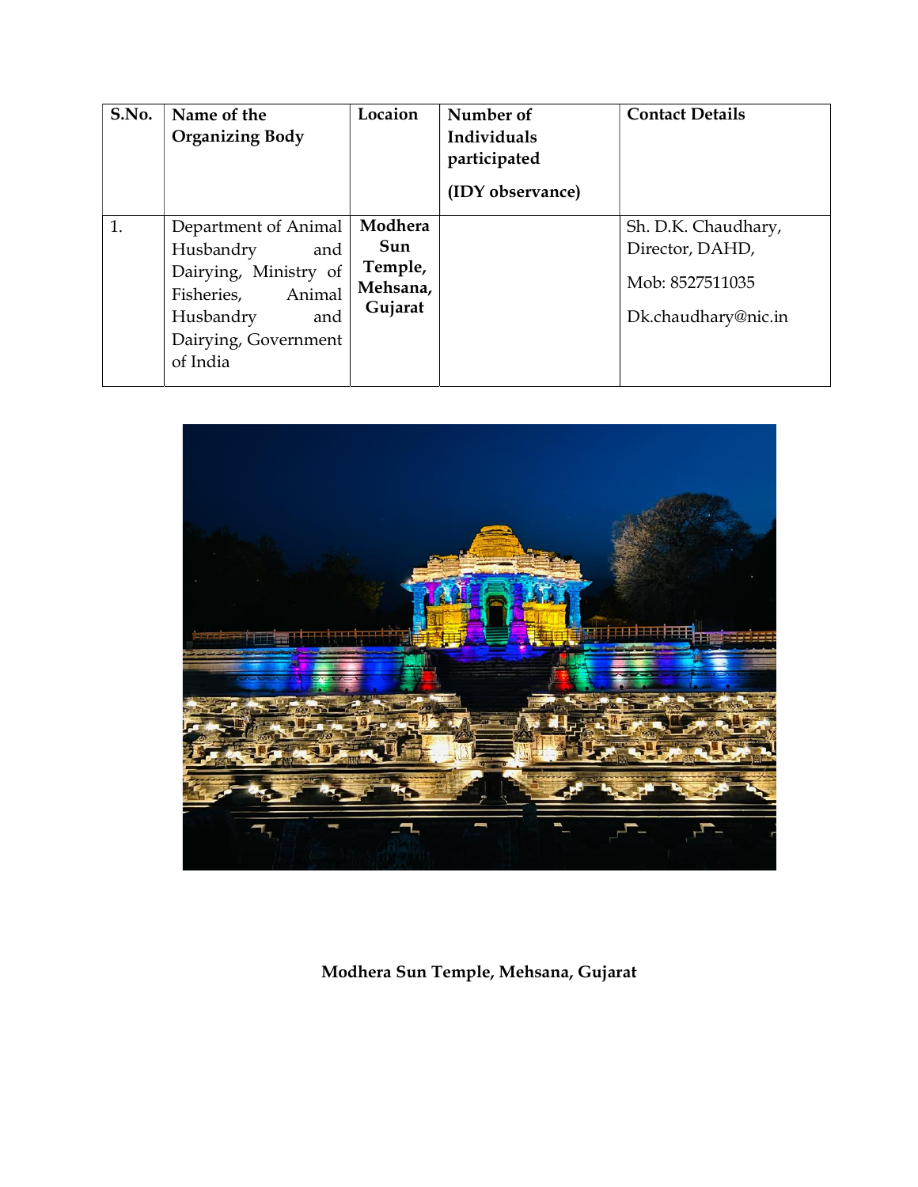| S.No. | Name of the Organizing Body | Locaion | Number of Individuals participated (IDY observance) | Contact Details |
|---|---|---|---|---|
| 1. | Department of Animal Husbandry and Dairying, Ministry of Fisheries, Animal Husbandry and Dairying, Government of India | **Modhera Sun Temple, Mehsana, Gujarat** | | Sh. D.K. Chaudhary, Director, DAHD, Mob: 8527511035 Dk.chaudhary@nic.in |

**Modhera Sun Temple, Mehsana, Gujarat**